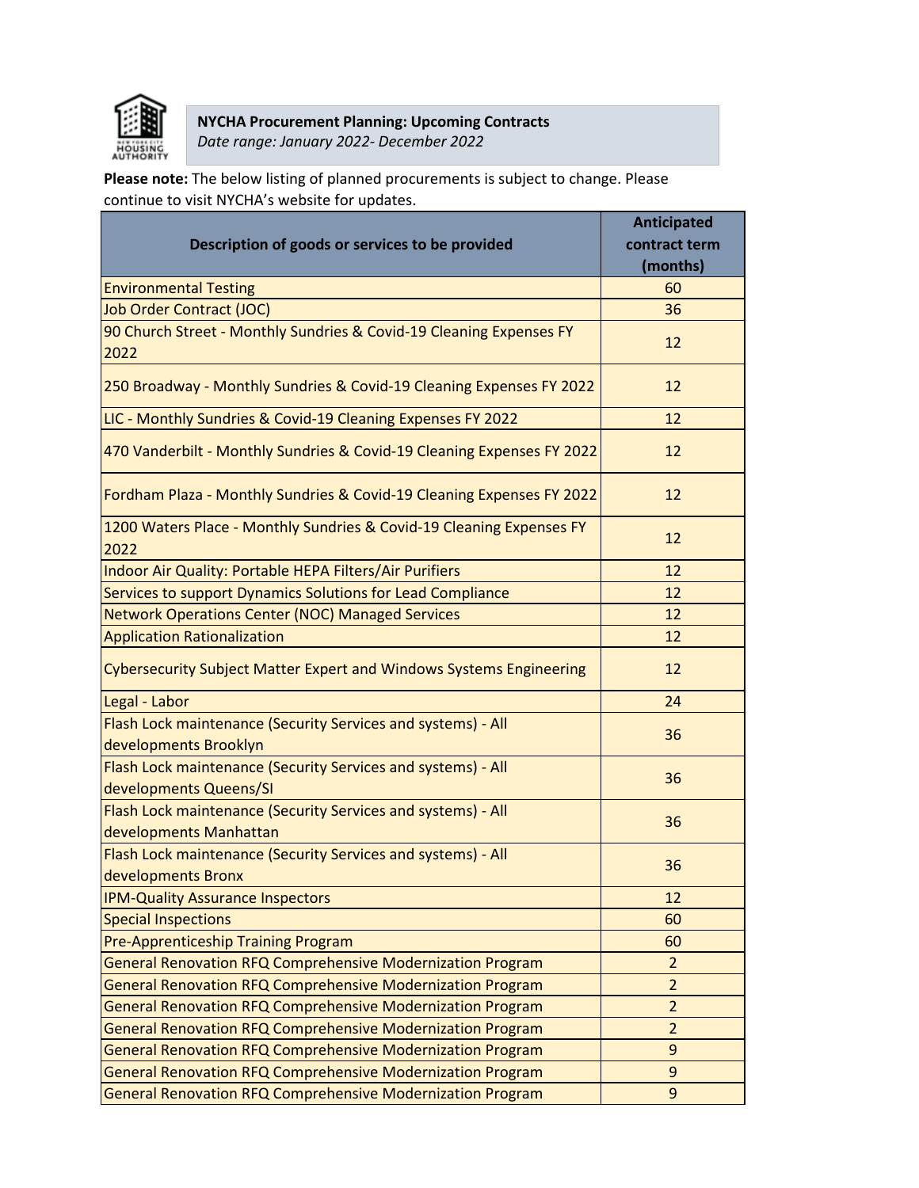**NYCHA Procurement Planning: Upcoming Contracts**
*Date range: January 2022- December 2022*

**Please note:** The below listing of planned procurements is subject to change. Please continue to visit NYCHA's website for updates.

| Description of goods or services to be provided | Anticipated contract term (months) |
|---|---|
| Environmental Testing | 60 |
| Job Order Contract (JOC) | 36 |
| 90 Church Street - Monthly Sundries & Covid-19 Cleaning Expenses FY 2022 | 12 |
| 250 Broadway - Monthly Sundries & Covid-19 Cleaning Expenses FY 2022 | 12 |
| LIC - Monthly Sundries & Covid-19 Cleaning Expenses FY 2022 | 12 |
| 470 Vanderbilt - Monthly Sundries & Covid-19 Cleaning Expenses FY 2022 | 12 |
| Fordham Plaza - Monthly Sundries & Covid-19 Cleaning Expenses FY 2022 | 12 |
| 1200 Waters Place - Monthly Sundries & Covid-19 Cleaning Expenses FY 2022 | 12 |
| Indoor Air Quality: Portable HEPA Filters/Air Purifiers | 12 |
| Services to support Dynamics Solutions for Lead Compliance | 12 |
| Network Operations Center (NOC) Managed Services | 12 |
| Application Rationalization | 12 |
| Cybersecurity Subject Matter Expert and Windows Systems Engineering | 12 |
| Legal - Labor | 24 |
| Flash Lock maintenance (Security Services and systems) - All developments Brooklyn | 36 |
| Flash Lock maintenance (Security Services and systems) - All developments Queens/SI | 36 |
| Flash Lock maintenance (Security Services and systems) - All developments Manhattan | 36 |
| Flash Lock maintenance (Security Services and systems) - All developments Bronx | 36 |
| IPM-Quality Assurance Inspectors | 12 |
| Special Inspections | 60 |
| Pre-Apprenticeship Training Program | 60 |
| General Renovation RFQ Comprehensive Modernization Program | 2 |
| General Renovation RFQ Comprehensive Modernization Program | 2 |
| General Renovation RFQ Comprehensive Modernization Program | 2 |
| General Renovation RFQ Comprehensive Modernization Program | 2 |
| General Renovation RFQ Comprehensive Modernization Program | 9 |
| General Renovation RFQ Comprehensive Modernization Program | 9 |
| General Renovation RFQ Comprehensive Modernization Program | 9 |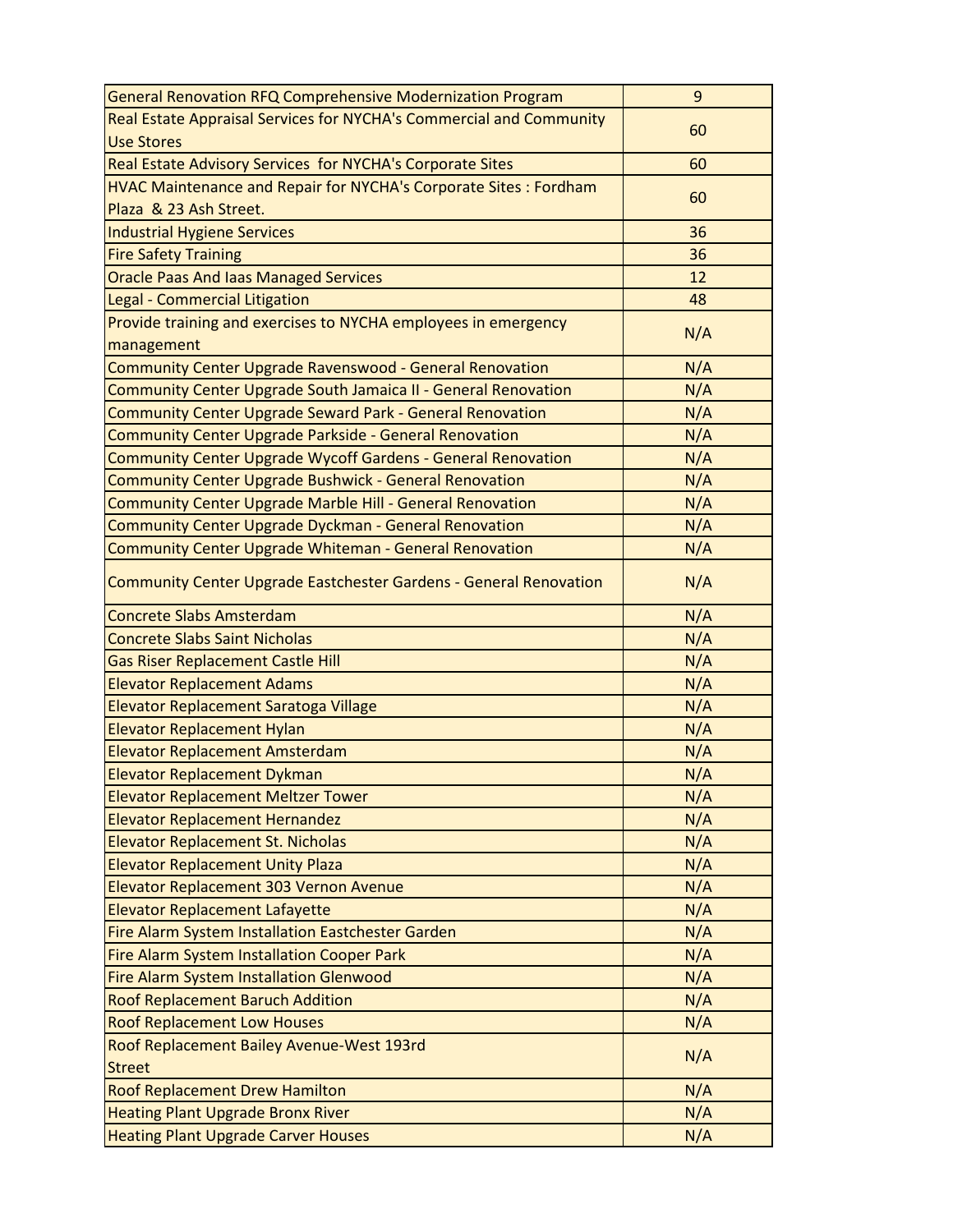| | |
|---|---|
| General Renovation RFQ Comprehensive Modernization Program | 9 |
| Real Estate Appraisal Services for NYCHA's Commercial and Community Use Stores | 60 |
| Real Estate Advisory Services  for NYCHA's Corporate Sites | 60 |
| HVAC Maintenance and Repair for NYCHA's Corporate Sites : Fordham Plaza  & 23 Ash Street. | 60 |
| Industrial Hygiene Services | 36 |
| Fire Safety Training | 36 |
| Oracle Paas And Iaas Managed Services | 12 |
| Legal - Commercial Litigation | 48 |
| Provide training and exercises to NYCHA employees in emergency management | N/A |
| Community Center Upgrade Ravenswood - General Renovation | N/A |
| Community Center Upgrade South Jamaica II - General Renovation | N/A |
| Community Center Upgrade Seward Park - General Renovation | N/A |
| Community Center Upgrade Parkside - General Renovation | N/A |
| Community Center Upgrade Wycoff Gardens - General Renovation | N/A |
| Community Center Upgrade Bushwick - General Renovation | N/A |
| Community Center Upgrade Marble Hill - General Renovation | N/A |
| Community Center Upgrade Dyckman - General Renovation | N/A |
| Community Center Upgrade Whiteman - General Renovation | N/A |
| Community Center Upgrade Eastchester Gardens - General Renovation | N/A |
| Concrete Slabs Amsterdam | N/A |
| Concrete Slabs Saint Nicholas | N/A |
| Gas Riser Replacement Castle Hill | N/A |
| Elevator Replacement Adams | N/A |
| Elevator Replacement Saratoga Village | N/A |
| Elevator Replacement Hylan | N/A |
| Elevator Replacement Amsterdam | N/A |
| Elevator Replacement Dykman | N/A |
| Elevator Replacement Meltzer Tower | N/A |
| Elevator Replacement Hernandez | N/A |
| Elevator Replacement St. Nicholas | N/A |
| Elevator Replacement Unity Plaza | N/A |
| Elevator Replacement 303 Vernon Avenue | N/A |
| Elevator Replacement Lafayette | N/A |
| Fire Alarm System Installation Eastchester Garden | N/A |
| Fire Alarm System Installation Cooper Park | N/A |
| Fire Alarm System Installation Glenwood | N/A |
| Roof Replacement Baruch Addition | N/A |
| Roof Replacement Low Houses | N/A |
| Roof Replacement Bailey Avenue-West 193rd Street | N/A |
| Roof Replacement Drew Hamilton | N/A |
| Heating Plant Upgrade Bronx River | N/A |
| Heating Plant Upgrade Carver Houses | N/A |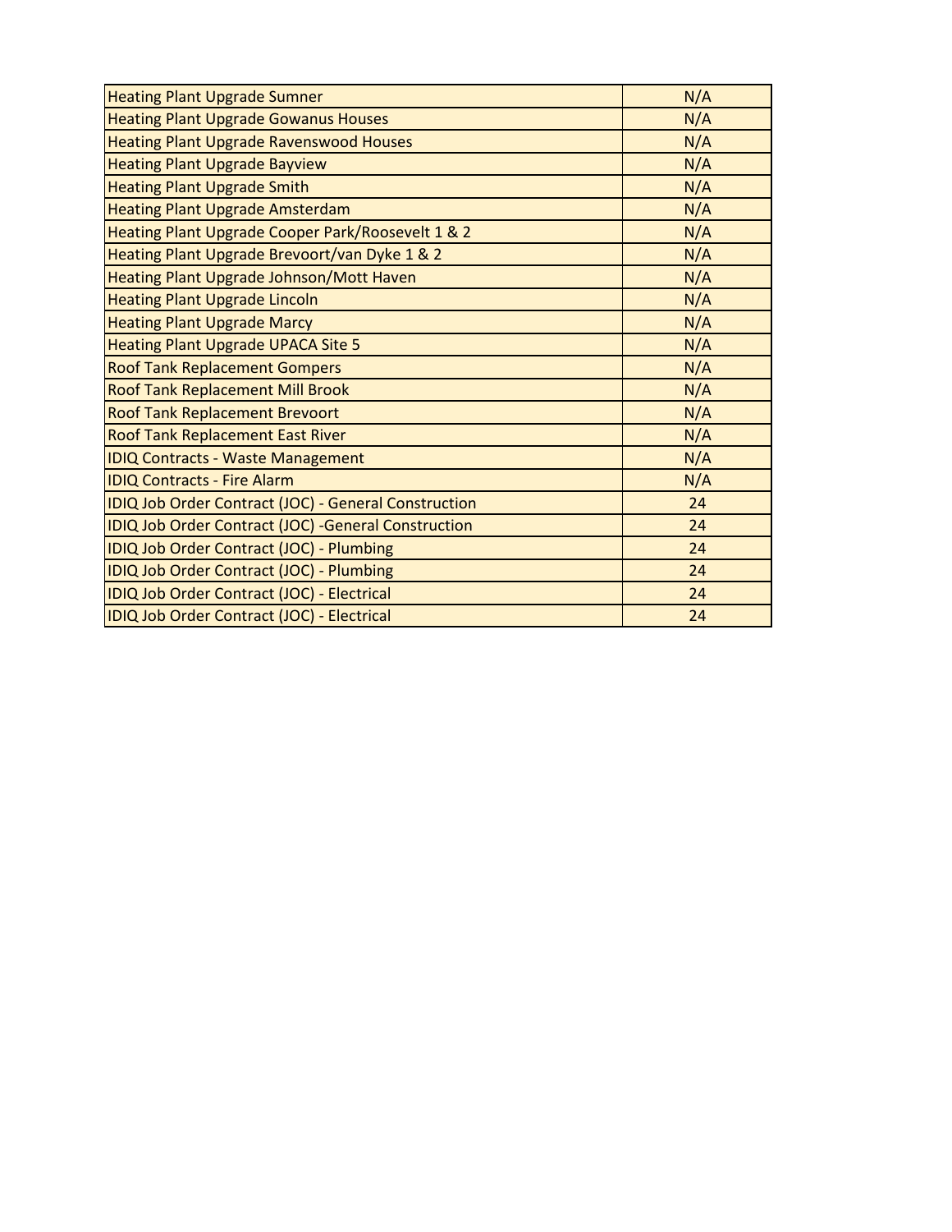| | |
|---|---|
| Heating Plant Upgrade Sumner | N/A |
| Heating Plant Upgrade Gowanus Houses | N/A |
| Heating Plant Upgrade Ravenswood Houses | N/A |
| Heating Plant Upgrade Bayview | N/A |
| Heating Plant Upgrade Smith | N/A |
| Heating Plant Upgrade Amsterdam | N/A |
| Heating Plant Upgrade Cooper Park/Roosevelt 1 & 2 | N/A |
| Heating Plant Upgrade Brevoort/van Dyke 1 & 2 | N/A |
| Heating Plant Upgrade Johnson/Mott Haven | N/A |
| Heating Plant Upgrade Lincoln | N/A |
| Heating Plant Upgrade Marcy | N/A |
| Heating Plant Upgrade UPACA Site 5 | N/A |
| Roof Tank Replacement Gompers | N/A |
| Roof Tank Replacement Mill Brook | N/A |
| Roof Tank Replacement Brevoort | N/A |
| Roof Tank Replacement East River | N/A |
| IDIQ Contracts - Waste Management | N/A |
| IDIQ Contracts - Fire Alarm | N/A |
| IDIQ Job Order Contract (JOC) - General Construction | 24 |
| IDIQ Job Order Contract (JOC) -General Construction | 24 |
| IDIQ Job Order Contract (JOC) - Plumbing | 24 |
| IDIQ Job Order Contract (JOC) - Plumbing | 24 |
| IDIQ Job Order Contract (JOC) - Electrical | 24 |
| IDIQ Job Order Contract (JOC) - Electrical | 24 |